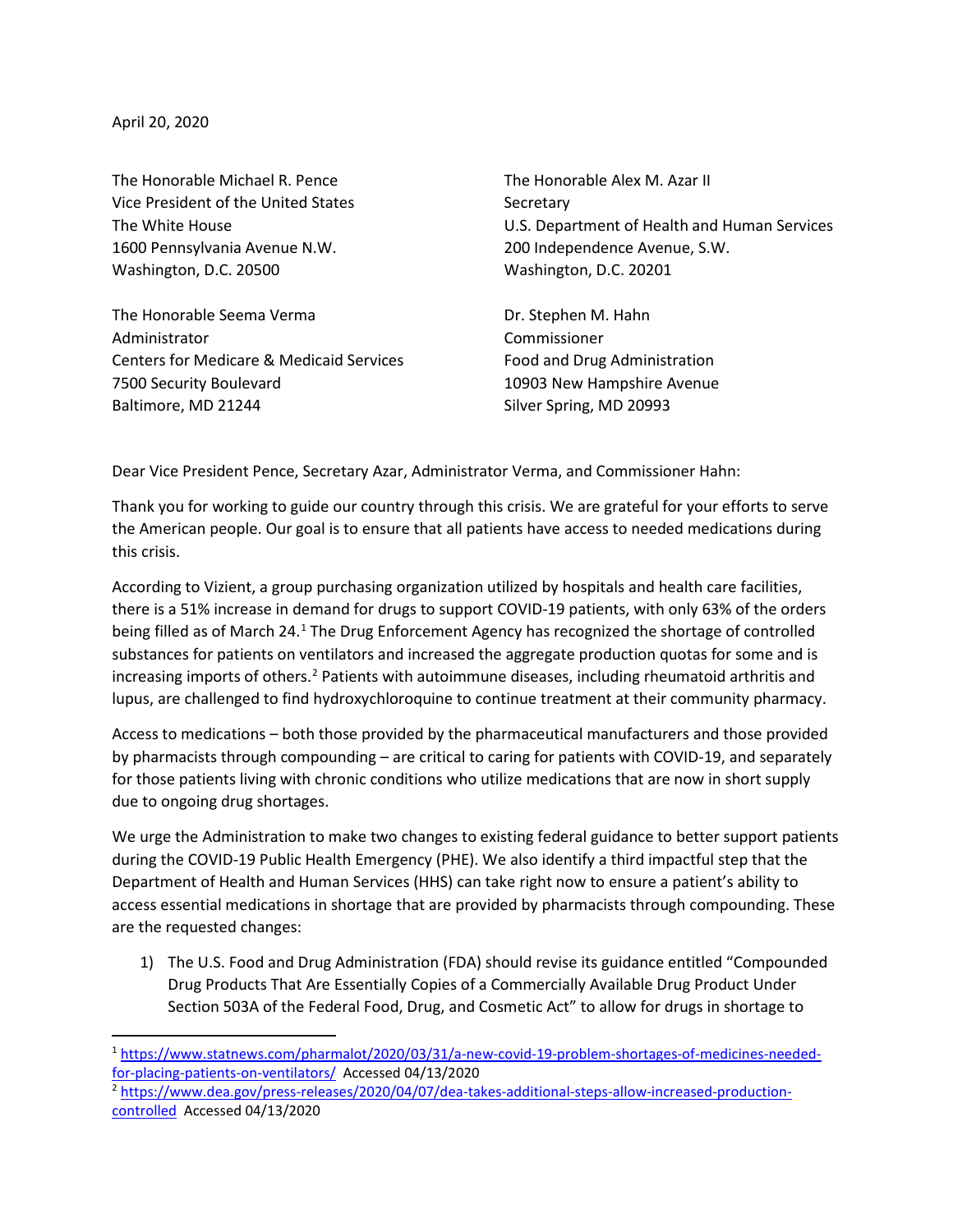April 20, 2020

The Honorable Michael R. Pence
Vice President of the United States
The White House
1600 Pennsylvania Avenue N.W.
Washington, D.C. 20500

The Honorable Alex M. Azar II
Secretary
U.S. Department of Health and Human Services
200 Independence Avenue, S.W.
Washington, D.C. 20201

The Honorable Seema Verma
Administrator
Centers for Medicare & Medicaid Services
7500 Security Boulevard
Baltimore, MD 21244

Dr. Stephen M. Hahn
Commissioner
Food and Drug Administration
10903 New Hampshire Avenue
Silver Spring, MD 20993

Dear Vice President Pence, Secretary Azar, Administrator Verma, and Commissioner Hahn:

Thank you for working to guide our country through this crisis. We are grateful for your efforts to serve the American people. Our goal is to ensure that all patients have access to needed medications during this crisis.

According to Vizient, a group purchasing organization utilized by hospitals and health care facilities, there is a 51% increase in demand for drugs to support COVID-19 patients, with only 63% of the orders being filled as of March 24.[1] The Drug Enforcement Agency has recognized the shortage of controlled substances for patients on ventilators and increased the aggregate production quotas for some and is increasing imports of others.[2] Patients with autoimmune diseases, including rheumatoid arthritis and lupus, are challenged to find hydroxychloroquine to continue treatment at their community pharmacy.

Access to medications – both those provided by the pharmaceutical manufacturers and those provided by pharmacists through compounding – are critical to caring for patients with COVID-19, and separately for those patients living with chronic conditions who utilize medications that are now in short supply due to ongoing drug shortages.

We urge the Administration to make two changes to existing federal guidance to better support patients during the COVID-19 Public Health Emergency (PHE). We also identify a third impactful step that the Department of Health and Human Services (HHS) can take right now to ensure a patient's ability to access essential medications in shortage that are provided by pharmacists through compounding. These are the requested changes:

1) The U.S. Food and Drug Administration (FDA) should revise its guidance entitled "Compounded Drug Products That Are Essentially Copies of a Commercially Available Drug Product Under Section 503A of the Federal Food, Drug, and Cosmetic Act" to allow for drugs in shortage to

---

[1] https://www.statnews.com/pharmalot/2020/03/31/a-new-covid-19-problem-shortages-of-medicines-needed-for-placing-patients-on-ventilators/ Accessed 04/13/2020

[2] https://www.dea.gov/press-releases/2020/04/07/dea-takes-additional-steps-allow-increased-production-controlled Accessed 04/13/2020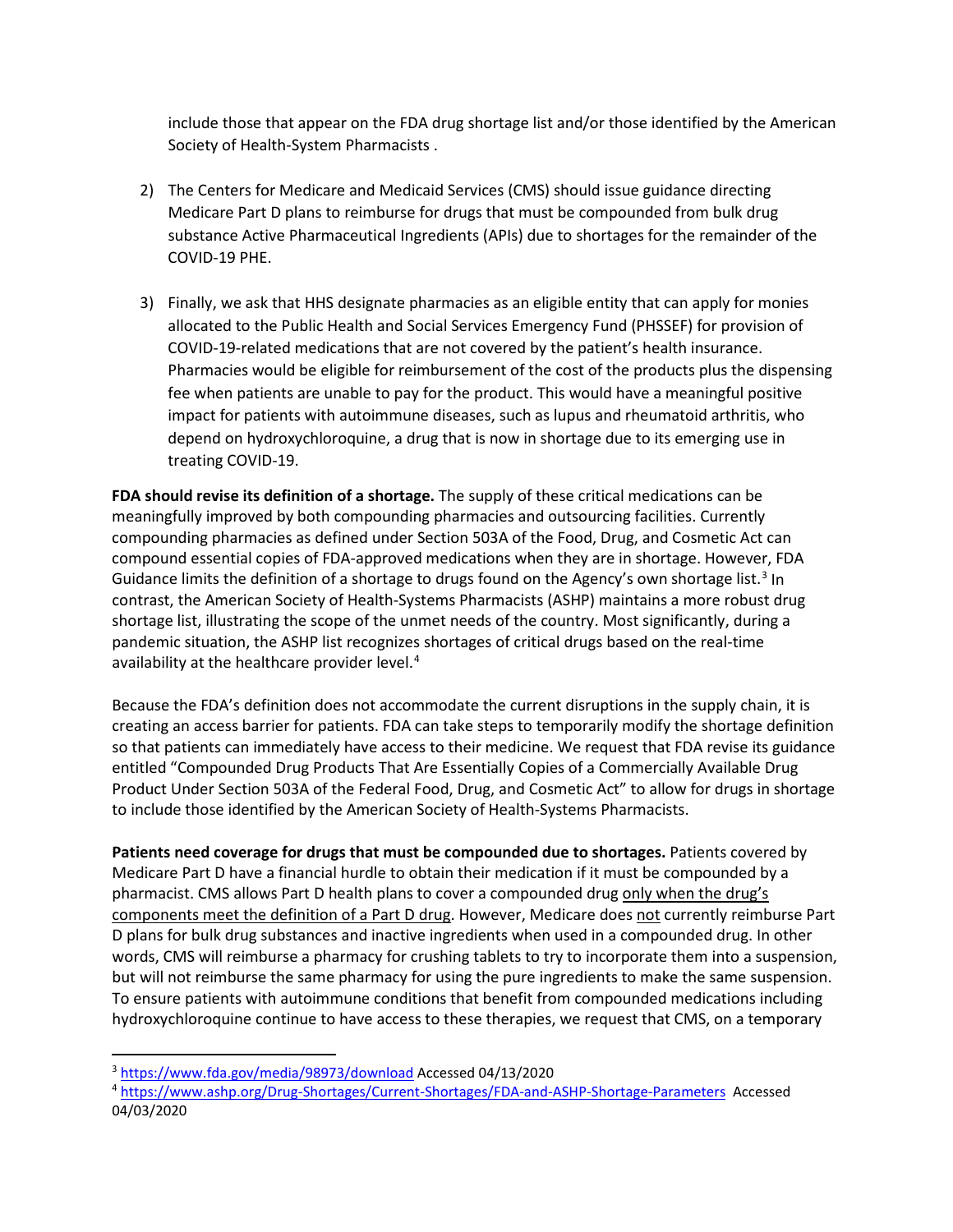include those that appear on the FDA drug shortage list and/or those identified by the American Society of Health-System Pharmacists .

2) The Centers for Medicare and Medicaid Services (CMS) should issue guidance directing Medicare Part D plans to reimburse for drugs that must be compounded from bulk drug substance Active Pharmaceutical Ingredients (APIs) due to shortages for the remainder of the COVID-19 PHE.

3) Finally, we ask that HHS designate pharmacies as an eligible entity that can apply for monies allocated to the Public Health and Social Services Emergency Fund (PHSSEF) for provision of COVID-19-related medications that are not covered by the patient's health insurance. Pharmacies would be eligible for reimbursement of the cost of the products plus the dispensing fee when patients are unable to pay for the product. This would have a meaningful positive impact for patients with autoimmune diseases, such as lupus and rheumatoid arthritis, who depend on hydroxychloroquine, a drug that is now in shortage due to its emerging use in treating COVID-19.

**FDA should revise its definition of a shortage.** The supply of these critical medications can be meaningfully improved by both compounding pharmacies and outsourcing facilities. Currently compounding pharmacies as defined under Section 503A of the Food, Drug, and Cosmetic Act can compound essential copies of FDA-approved medications when they are in shortage. However, FDA Guidance limits the definition of a shortage to drugs found on the Agency's own shortage list.[3] In contrast, the American Society of Health-Systems Pharmacists (ASHP) maintains a more robust drug shortage list, illustrating the scope of the unmet needs of the country. Most significantly, during a pandemic situation, the ASHP list recognizes shortages of critical drugs based on the real-time availability at the healthcare provider level.[4]

Because the FDA's definition does not accommodate the current disruptions in the supply chain, it is creating an access barrier for patients. FDA can take steps to temporarily modify the shortage definition so that patients can immediately have access to their medicine. We request that FDA revise its guidance entitled "Compounded Drug Products That Are Essentially Copies of a Commercially Available Drug Product Under Section 503A of the Federal Food, Drug, and Cosmetic Act" to allow for drugs in shortage to include those identified by the American Society of Health-Systems Pharmacists.

**Patients need coverage for drugs that must be compounded due to shortages.** Patients covered by Medicare Part D have a financial hurdle to obtain their medication if it must be compounded by a pharmacist. CMS allows Part D health plans to cover a compounded drug <u>only when the drug's components meet the definition of a Part D drug</u>. However, Medicare does <u>not</u> currently reimburse Part D plans for bulk drug substances and inactive ingredients when used in a compounded drug. In other words, CMS will reimburse a pharmacy for crushing tablets to try to incorporate them into a suspension, but will not reimburse the same pharmacy for using the pure ingredients to make the same suspension. To ensure patients with autoimmune conditions that benefit from compounded medications including hydroxychloroquine continue to have access to these therapies, we request that CMS, on a temporary

---

[3] https://www.fda.gov/media/98973/download Accessed 04/13/2020

[4] https://www.ashp.org/Drug-Shortages/Current-Shortages/FDA-and-ASHP-Shortage-Parameters Accessed 04/03/2020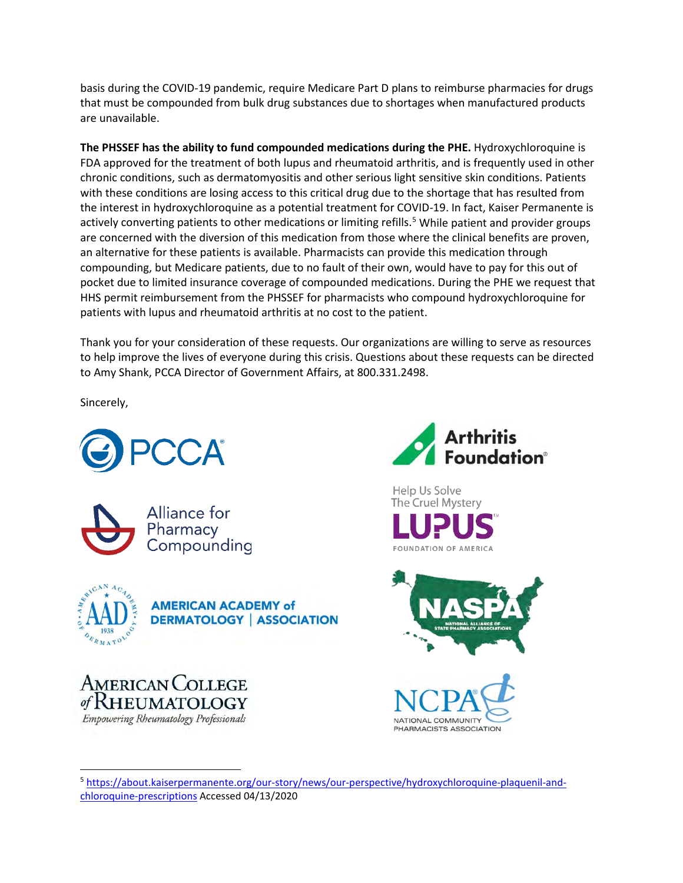basis during the COVID-19 pandemic, require Medicare Part D plans to reimburse pharmacies for drugs that must be compounded from bulk drug substances due to shortages when manufactured products are unavailable.

**The PHSSEF has the ability to fund compounded medications during the PHE.** Hydroxychloroquine is FDA approved for the treatment of both lupus and rheumatoid arthritis, and is frequently used in other chronic conditions, such as dermatomyositis and other serious light sensitive skin conditions. Patients with these conditions are losing access to this critical drug due to the shortage that has resulted from the interest in hydroxychloroquine as a potential treatment for COVID-19. In fact, Kaiser Permanente is actively converting patients to other medications or limiting refills.[5] While patient and provider groups are concerned with the diversion of this medication from those where the clinical benefits are proven, an alternative for these patients is available. Pharmacists can provide this medication through compounding, but Medicare patients, due to no fault of their own, would have to pay for this out of pocket due to limited insurance coverage of compounded medications. During the PHE we request that HHS permit reimbursement from the PHSSEF for pharmacists who compound hydroxychloroquine for patients with lupus and rheumatoid arthritis at no cost to the patient.

Thank you for your consideration of these requests. Our organizations are willing to serve as resources to help improve the lives of everyone during this crisis. Questions about these requests can be directed to Amy Shank, PCCA Director of Government Affairs, at 800.331.2498.

Sincerely,

PCCA

Arthritis Foundation

Alliance for Pharmacy Compounding

Help Us Solve The Cruel Mystery LUPUS FOUNDATION OF AMERICA

AMERICAN ACADEMY of DERMATOLOGY | ASSOCIATION

NASPA NATIONAL ALLIANCE OF STATE PHARMACY ASSOCIATIONS

American College of Rheumatology *Empowering Rheumatology Professionals*

NCPA NATIONAL COMMUNITY PHARMACISTS ASSOCIATION

---

[5] https://about.kaiserpermanente.org/our-story/news/our-perspective/hydroxychloroquine-plaquenil-and-chloroquine-prescriptions Accessed 04/13/2020